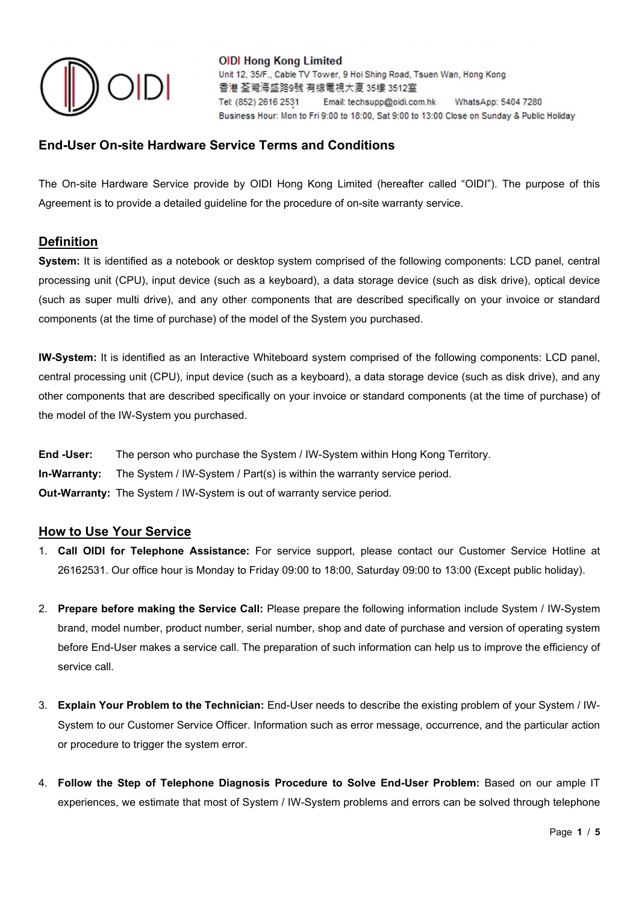OIDI Hong Kong Limited
Unit 12, 35/F., Cable TV Tower, 9 Hoi Shing Road, Tsuen Wan, Hong Kong
香港 荃灣海盛路9號 有線電視大廈 35樓 3512室
Tel: (852) 2616 2531 Email: techsupp@oidi.com.hk WhatsApp: 5404 7280
Business Hour: Mon to Fri 9:00 to 18:00, Sat 9:00 to 13:00 Close on Sunday & Public Holiday

# End-User On-site Hardware Service Terms and Conditions

The On-site Hardware Service provide by OIDI Hong Kong Limited (hereafter called "OIDI"). The purpose of this Agreement is to provide a detailed guideline for the procedure of on-site warranty service.

## Definition

**System:** It is identified as a notebook or desktop system comprised of the following components: LCD panel, central processing unit (CPU), input device (such as a keyboard), a data storage device (such as disk drive), optical device (such as super multi drive), and any other components that are described specifically on your invoice or standard components (at the time of purchase) of the model of the System you purchased.

**IW-System:** It is identified as an Interactive Whiteboard system comprised of the following components: LCD panel, central processing unit (CPU), input device (such as a keyboard), a data storage device (such as disk drive), and any other components that are described specifically on your invoice or standard components (at the time of purchase) of the model of the IW-System you purchased.

**End -User:** The person who purchase the System / IW-System within Hong Kong Territory.
**In-Warranty:** The System / IW-System / Part(s) is within the warranty service period.
**Out-Warranty:** The System / IW-System is out of warranty service period.

## How to Use Your Service

1. **Call OIDI for Telephone Assistance:** For service support, please contact our Customer Service Hotline at 26162531. Our office hour is Monday to Friday 09:00 to 18:00, Saturday 09:00 to 13:00 (Except public holiday).

2. **Prepare before making the Service Call:** Please prepare the following information include System / IW-System brand, model number, product number, serial number, shop and date of purchase and version of operating system before End-User makes a service call. The preparation of such information can help us to improve the efficiency of service call.

3. **Explain Your Problem to the Technician:** End-User needs to describe the existing problem of your System / IW-System to our Customer Service Officer. Information such as error message, occurrence, and the particular action or procedure to trigger the system error.

4. **Follow the Step of Telephone Diagnosis Procedure to Solve End-User Problem:** Based on our ample IT experiences, we estimate that most of System / IW-System problems and errors can be solved through telephone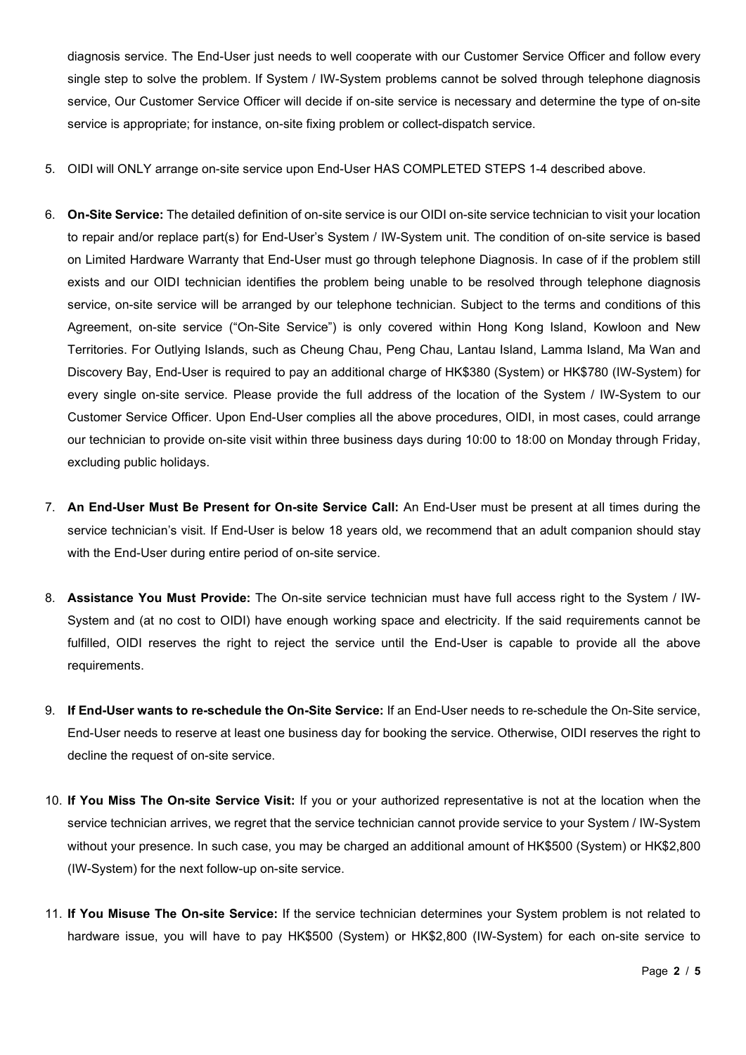diagnosis service. The End-User just needs to well cooperate with our Customer Service Officer and follow every single step to solve the problem. If System / IW-System problems cannot be solved through telephone diagnosis service, Our Customer Service Officer will decide if on-site service is necessary and determine the type of on-site service is appropriate; for instance, on-site fixing problem or collect-dispatch service.

5. OIDI will ONLY arrange on-site service upon End-User HAS COMPLETED STEPS 1-4 described above.

6. **On-Site Service:** The detailed definition of on-site service is our OIDI on-site service technician to visit your location to repair and/or replace part(s) for End-User's System / IW-System unit. The condition of on-site service is based on Limited Hardware Warranty that End-User must go through telephone Diagnosis. In case of if the problem still exists and our OIDI technician identifies the problem being unable to be resolved through telephone diagnosis service, on-site service will be arranged by our telephone technician. Subject to the terms and conditions of this Agreement, on-site service ("On-Site Service") is only covered within Hong Kong Island, Kowloon and New Territories. For Outlying Islands, such as Cheung Chau, Peng Chau, Lantau Island, Lamma Island, Ma Wan and Discovery Bay, End-User is required to pay an additional charge of HK$380 (System) or HK$780 (IW-System) for every single on-site service. Please provide the full address of the location of the System / IW-System to our Customer Service Officer. Upon End-User complies all the above procedures, OIDI, in most cases, could arrange our technician to provide on-site visit within three business days during 10:00 to 18:00 on Monday through Friday, excluding public holidays.

7. **An End-User Must Be Present for On-site Service Call:** An End-User must be present at all times during the service technician's visit. If End-User is below 18 years old, we recommend that an adult companion should stay with the End-User during entire period of on-site service.

8. **Assistance You Must Provide:** The On-site service technician must have full access right to the System / IW-System and (at no cost to OIDI) have enough working space and electricity. If the said requirements cannot be fulfilled, OIDI reserves the right to reject the service until the End-User is capable to provide all the above requirements.

9. **If End-User wants to re-schedule the On-Site Service:** If an End-User needs to re-schedule the On-Site service, End-User needs to reserve at least one business day for booking the service. Otherwise, OIDI reserves the right to decline the request of on-site service.

10. **If You Miss The On-site Service Visit:** If you or your authorized representative is not at the location when the service technician arrives, we regret that the service technician cannot provide service to your System / IW-System without your presence. In such case, you may be charged an additional amount of HK$500 (System) or HK$2,800 (IW-System) for the next follow-up on-site service.

11. **If You Misuse The On-site Service:** If the service technician determines your System problem is not related to hardware issue, you will have to pay HK$500 (System) or HK$2,800 (IW-System) for each on-site service to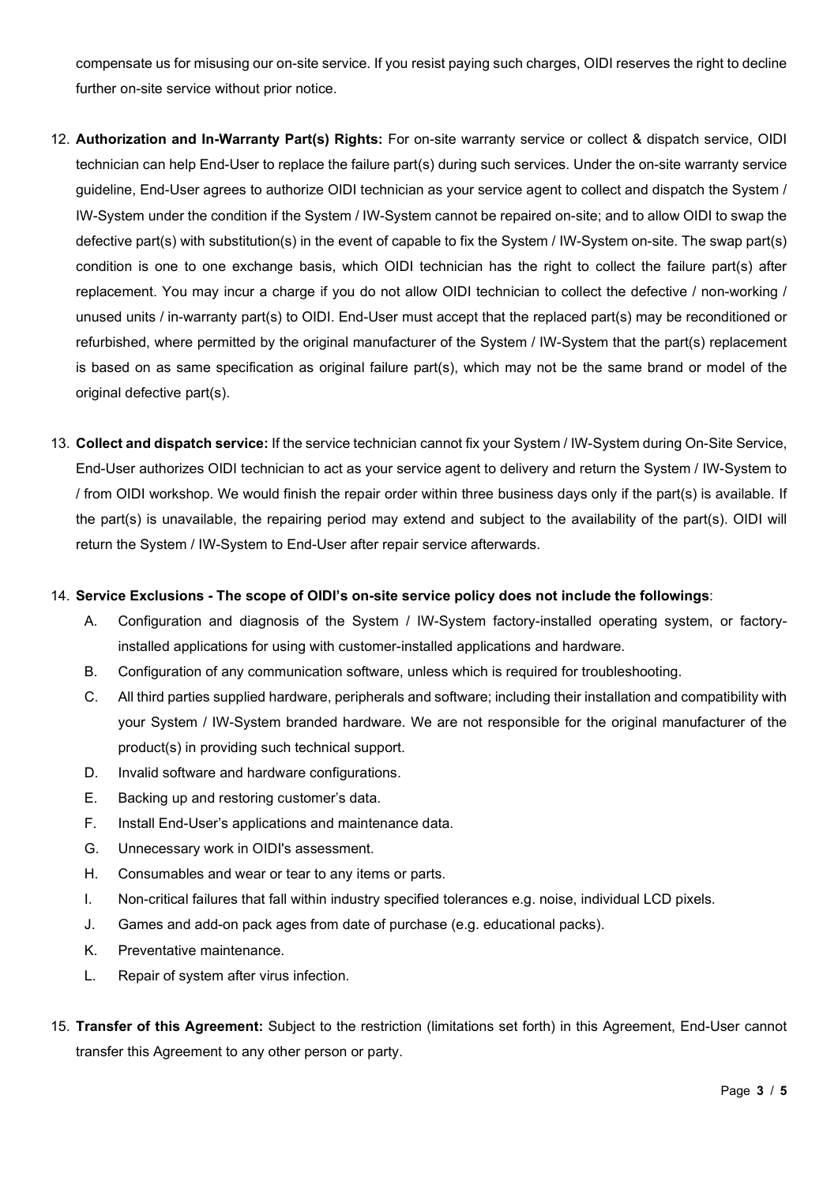compensate us for misusing our on-site service. If you resist paying such charges, OIDI reserves the right to decline further on-site service without prior notice.

12. **Authorization and In-Warranty Part(s) Rights:** For on-site warranty service or collect & dispatch service, OIDI technician can help End-User to replace the failure part(s) during such services. Under the on-site warranty service guideline, End-User agrees to authorize OIDI technician as your service agent to collect and dispatch the System / IW-System under the condition if the System / IW-System cannot be repaired on-site; and to allow OIDI to swap the defective part(s) with substitution(s) in the event of capable to fix the System / IW-System on-site. The swap part(s) condition is one to one exchange basis, which OIDI technician has the right to collect the failure part(s) after replacement. You may incur a charge if you do not allow OIDI technician to collect the defective / non-working / unused units / in-warranty part(s) to OIDI. End-User must accept that the replaced part(s) may be reconditioned or refurbished, where permitted by the original manufacturer of the System / IW-System that the part(s) replacement is based on as same specification as original failure part(s), which may not be the same brand or model of the original defective part(s).

13. **Collect and dispatch service:** If the service technician cannot fix your System / IW-System during On-Site Service, End-User authorizes OIDI technician to act as your service agent to delivery and return the System / IW-System to / from OIDI workshop. We would finish the repair order within three business days only if the part(s) is available. If the part(s) is unavailable, the repairing period may extend and subject to the availability of the part(s). OIDI will return the System / IW-System to End-User after repair service afterwards.

14. **Service Exclusions - The scope of OIDI's on-site service policy does not include the followings**:
    A. Configuration and diagnosis of the System / IW-System factory-installed operating system, or factory-installed applications for using with customer-installed applications and hardware.
    B. Configuration of any communication software, unless which is required for troubleshooting.
    C. All third parties supplied hardware, peripherals and software; including their installation and compatibility with your System / IW-System branded hardware. We are not responsible for the original manufacturer of the product(s) in providing such technical support.
    D. Invalid software and hardware configurations.
    E. Backing up and restoring customer's data.
    F. Install End-User's applications and maintenance data.
    G. Unnecessary work in OIDI's assessment.
    H. Consumables and wear or tear to any items or parts.
    I. Non-critical failures that fall within industry specified tolerances e.g. noise, individual LCD pixels.
    J. Games and add-on pack ages from date of purchase (e.g. educational packs).
    K. Preventative maintenance.
    L. Repair of system after virus infection.

15. **Transfer of this Agreement:** Subject to the restriction (limitations set forth) in this Agreement, End-User cannot transfer this Agreement to any other person or party.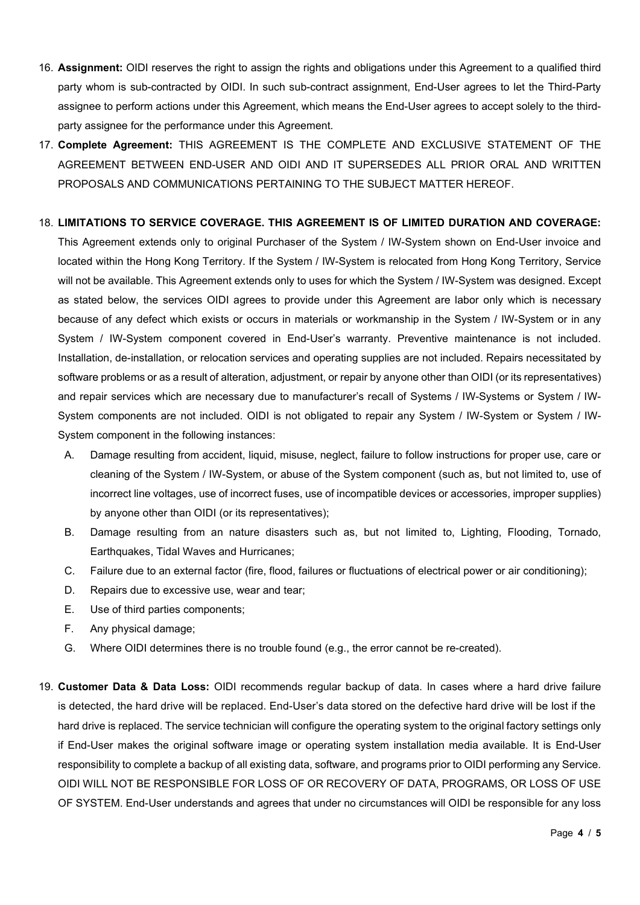16. **Assignment:** OIDI reserves the right to assign the rights and obligations under this Agreement to a qualified third party whom is sub-contracted by OIDI. In such sub-contract assignment, End-User agrees to let the Third-Party assignee to perform actions under this Agreement, which means the End-User agrees to accept solely to the third-party assignee for the performance under this Agreement.
17. **Complete Agreement:** THIS AGREEMENT IS THE COMPLETE AND EXCLUSIVE STATEMENT OF THE AGREEMENT BETWEEN END-USER AND OIDI AND IT SUPERSEDES ALL PRIOR ORAL AND WRITTEN PROPOSALS AND COMMUNICATIONS PERTAINING TO THE SUBJECT MATTER HEREOF.
18. **LIMITATIONS TO SERVICE COVERAGE. THIS AGREEMENT IS OF LIMITED DURATION AND COVERAGE:** This Agreement extends only to original Purchaser of the System / IW-System shown on End-User invoice and located within the Hong Kong Territory. If the System / IW-System is relocated from Hong Kong Territory, Service will not be available. This Agreement extends only to uses for which the System / IW-System was designed. Except as stated below, the services OIDI agrees to provide under this Agreement are labor only which is necessary because of any defect which exists or occurs in materials or workmanship in the System / IW-System or in any System / IW-System component covered in End-User's warranty. Preventive maintenance is not included. Installation, de-installation, or relocation services and operating supplies are not included. Repairs necessitated by software problems or as a result of alteration, adjustment, or repair by anyone other than OIDI (or its representatives) and repair services which are necessary due to manufacturer's recall of Systems / IW-Systems or System / IW-System components are not included. OIDI is not obligated to repair any System / IW-System or System / IW-System component in the following instances:
    A. Damage resulting from accident, liquid, misuse, neglect, failure to follow instructions for proper use, care or cleaning of the System / IW-System, or abuse of the System component (such as, but not limited to, use of incorrect line voltages, use of incorrect fuses, use of incompatible devices or accessories, improper supplies) by anyone other than OIDI (or its representatives);
    B. Damage resulting from an nature disasters such as, but not limited to, Lighting, Flooding, Tornado, Earthquakes, Tidal Waves and Hurricanes;
    C. Failure due to an external factor (fire, flood, failures or fluctuations of electrical power or air conditioning);
    D. Repairs due to excessive use, wear and tear;
    E. Use of third parties components;
    F. Any physical damage;
    G. Where OIDI determines there is no trouble found (e.g., the error cannot be re-created).
19. **Customer Data & Data Loss:** OIDI recommends regular backup of data. In cases where a hard drive failure is detected, the hard drive will be replaced. End-User's data stored on the defective hard drive will be lost if the hard drive is replaced. The service technician will configure the operating system to the original factory settings only if End-User makes the original software image or operating system installation media available. It is End-User responsibility to complete a backup of all existing data, software, and programs prior to OIDI performing any Service. OIDI WILL NOT BE RESPONSIBLE FOR LOSS OF OR RECOVERY OF DATA, PROGRAMS, OR LOSS OF USE OF SYSTEM. End-User understands and agrees that under no circumstances will OIDI be responsible for any loss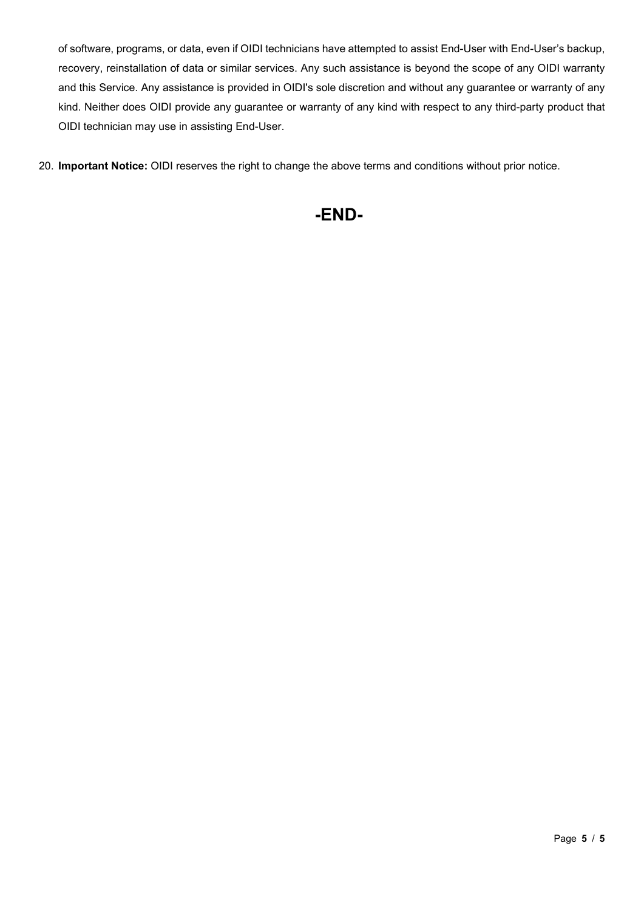of software, programs, or data, even if OIDI technicians have attempted to assist End-User with End-User's backup, recovery, reinstallation of data or similar services. Any such assistance is beyond the scope of any OIDI warranty and this Service. Any assistance is provided in OIDI's sole discretion and without any guarantee or warranty of any kind. Neither does OIDI provide any guarantee or warranty of any kind with respect to any third-party product that OIDI technician may use in assisting End-User.

20. **Important Notice:** OIDI reserves the right to change the above terms and conditions without prior notice.

## -END-